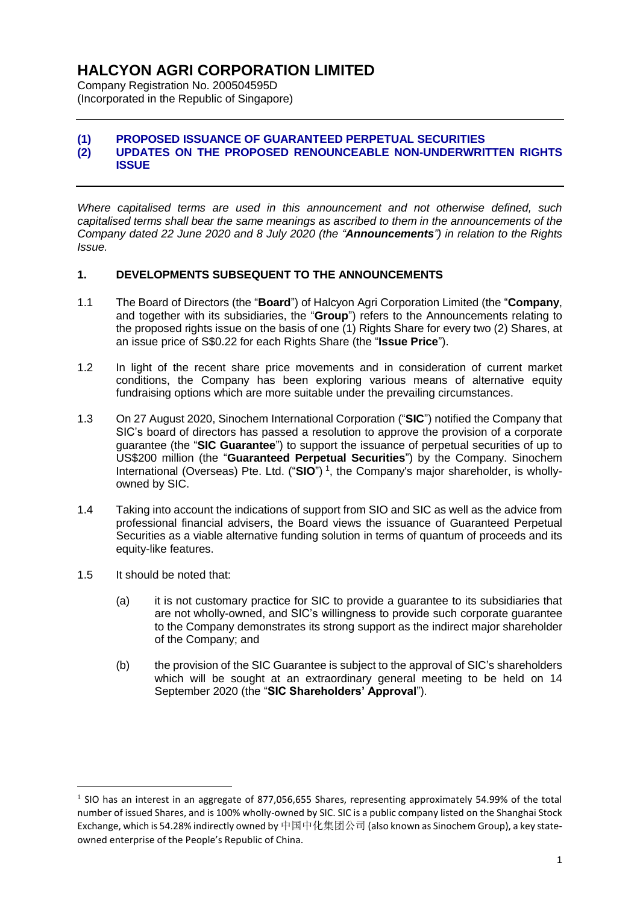# HALCYON AGRI CORPORATION LIMITED

Company Registration No. 200505495D
(Incorporated in the Republic of Singapore)

---

**(1) PROPOSED ISSUANCE OF GUARANTEED PERPETUAL SECURITIES**
**(2) UPDATES ON THE PROPOSED RENOUNCEABLE NON-UNDERWRITTEN RIGHTS ISSUE**

---

*Where capitalised terms are used in this announcement and not otherwise defined, such capitalised terms shall bear the same meanings as ascribed to them in the announcements of the Company dated 22 June 2020 and 8 July 2020 (the "**Announcements**") in relation to the Rights Issue.*

## 1. DEVELOPMENTS SUBSEQUENT TO THE ANNOUNCEMENTS

1.1 The Board of Directors (the "**Board**") of Halcyon Agri Corporation Limited (the "**Company**, and together with its subsidiaries, the "**Group**") refers to the Announcements relating to the proposed rights issue on the basis of one (1) Rights Share for every two (2) Shares, at an issue price of S$0.22 for each Rights Share (the "**Issue Price**").

1.2 In light of the recent share price movements and in consideration of current market conditions, the Company has been exploring various means of alternative equity fundraising options which are more suitable under the prevailing circumstances.

1.3 On 27 August 2020, Sinochem International Corporation ("**SIC**") notified the Company that SIC's board of directors has passed a resolution to approve the provision of a corporate guarantee (the "**SIC Guarantee**") to support the issuance of perpetual securities of up to US$200 million (the "**Guaranteed Perpetual Securities**") by the Company. Sinochem International (Overseas) Pte. Ltd. ("**SIO**") [1], the Company's major shareholder, is wholly-owned by SIC.

1.4 Taking into account the indications of support from SIO and SIC as well as the advice from professional financial advisers, the Board views the issuance of Guaranteed Perpetual Securities as a viable alternative funding solution in terms of quantum of proceeds and its equity-like features.

1.5 It should be noted that:

(a) it is not customary practice for SIC to provide a guarantee to its subsidiaries that are not wholly-owned, and SIC's willingness to provide such corporate guarantee to the Company demonstrates its strong support as the indirect major shareholder of the Company; and

(b) the provision of the SIC Guarantee is subject to the approval of SIC's shareholders which will be sought at an extraordinary general meeting to be held on 14 September 2020 (the "**SIC Shareholders' Approval**").

---

[1] SIO has an interest in an aggregate of 877,056,655 Shares, representing approximately 54.99% of the total number of issued Shares, and is 100% wholly-owned by SIC. SIC is a public company listed on the Shanghai Stock Exchange, which is 54.28% indirectly owned by 中国中化集团公司 (also known as Sinochem Group), a key state-owned enterprise of the People's Republic of China.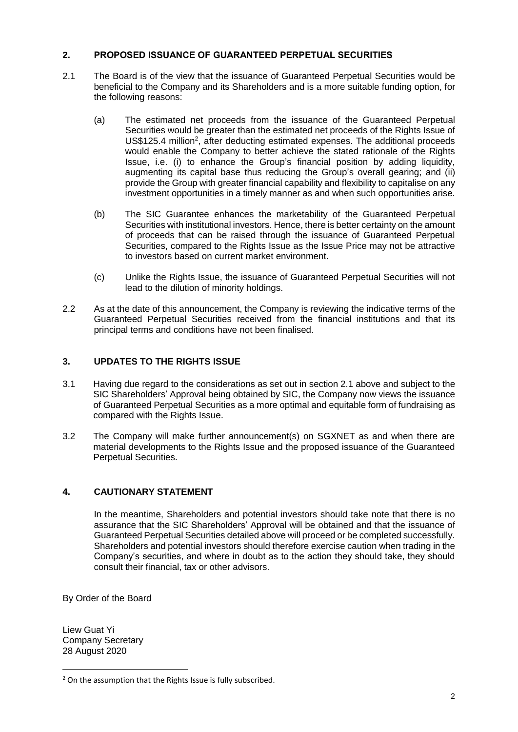## 2. PROPOSED ISSUANCE OF GUARANTEED PERPETUAL SECURITIES

2.1 The Board is of the view that the issuance of Guaranteed Perpetual Securities would be beneficial to the Company and its Shareholders and is a more suitable funding option, for the following reasons:

(a) The estimated net proceeds from the issuance of the Guaranteed Perpetual Securities would be greater than the estimated net proceeds of the Rights Issue of US$125.4 million[2], after deducting estimated expenses. The additional proceeds would enable the Company to better achieve the stated rationale of the Rights Issue, i.e. (i) to enhance the Group's financial position by adding liquidity, augmenting its capital base thus reducing the Group's overall gearing; and (ii) provide the Group with greater financial capability and flexibility to capitalise on any investment opportunities in a timely manner as and when such opportunities arise.

(b) The SIC Guarantee enhances the marketability of the Guaranteed Perpetual Securities with institutional investors. Hence, there is better certainty on the amount of proceeds that can be raised through the issuance of Guaranteed Perpetual Securities, compared to the Rights Issue as the Issue Price may not be attractive to investors based on current market environment.

(c) Unlike the Rights Issue, the issuance of Guaranteed Perpetual Securities will not lead to the dilution of minority holdings.

2.2 As at the date of this announcement, the Company is reviewing the indicative terms of the Guaranteed Perpetual Securities received from the financial institutions and that its principal terms and conditions have not been finalised.

## 3. UPDATES TO THE RIGHTS ISSUE

3.1 Having due regard to the considerations as set out in section 2.1 above and subject to the SIC Shareholders' Approval being obtained by SIC, the Company now views the issuance of Guaranteed Perpetual Securities as a more optimal and equitable form of fundraising as compared with the Rights Issue.

3.2 The Company will make further announcement(s) on SGXNET as and when there are material developments to the Rights Issue and the proposed issuance of the Guaranteed Perpetual Securities.

## 4. CAUTIONARY STATEMENT

In the meantime, Shareholders and potential investors should take note that there is no assurance that the SIC Shareholders' Approval will be obtained and that the issuance of Guaranteed Perpetual Securities detailed above will proceed or be completed successfully. Shareholders and potential investors should therefore exercise caution when trading in the Company's securities, and where in doubt as to the action they should take, they should consult their financial, tax or other advisors.

By Order of the Board

Liew Guat Yi
Company Secretary
28 August 2020

[2] On the assumption that the Rights Issue is fully subscribed.